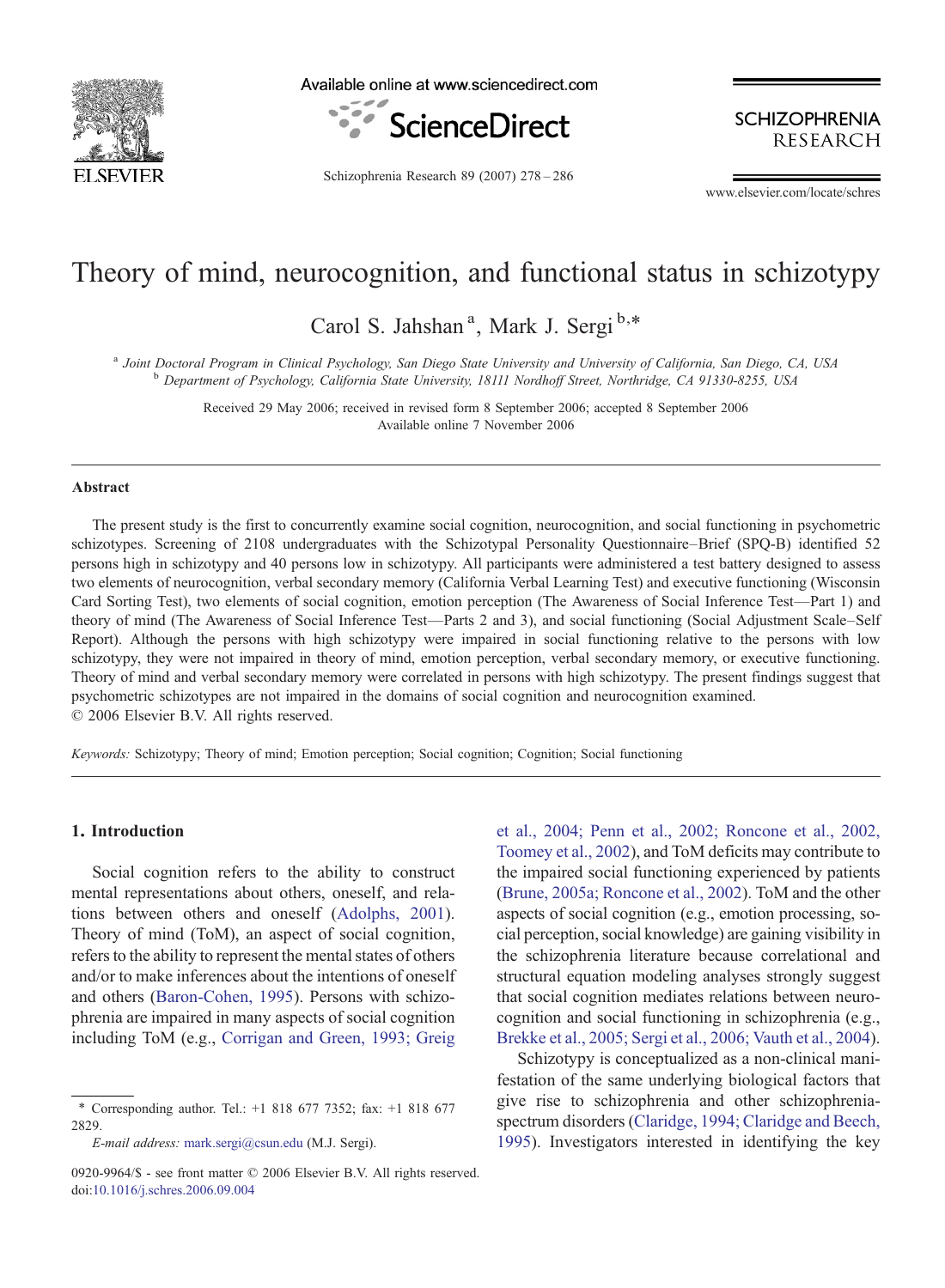# Theory of mind, neurocognition, and functional status in schizotypy

Carol S. Jahshan [a], Mark J. Sergi [b,*]

[a] Joint Doctoral Program in Clinical Psychology, San Diego State University and University of California, San Diego, CA, USA
[b] Department of Psychology, California State University, 18111 Nordhoff Street, Northridge, CA 91330-8255, USA

Received 29 May 2006; received in revised form 8 September 2006; accepted 8 September 2006
Available online 7 November 2006

## Abstract

The present study is the first to concurrently examine social cognition, neurocognition, and social functioning in psychometric schizotypes. Screening of 2108 undergraduates with the Schizotypal Personality Questionnaire–Brief (SPQ-B) identified 52 persons high in schizotypy and 40 persons low in schizotypy. All participants were administered a test battery designed to assess two elements of neurocognition, verbal secondary memory (California Verbal Learning Test) and executive functioning (Wisconsin Card Sorting Test), two elements of social cognition, emotion perception (The Awareness of Social Inference Test—Part 1) and theory of mind (The Awareness of Social Inference Test—Parts 2 and 3), and social functioning (Social Adjustment Scale–Self Report). Although the persons with high schizotypy were impaired in social functioning relative to the persons with low schizotypy, they were not impaired in theory of mind, emotion perception, verbal secondary memory, or executive functioning. Theory of mind and verbal secondary memory were correlated in persons with high schizotypy. The present findings suggest that psychometric schizotypes are not impaired in the domains of social cognition and neurocognition examined.
© 2006 Elsevier B.V. All rights reserved.

*Keywords:* Schizotypy; Theory of mind; Emotion perception; Social cognition; Cognition; Social functioning

## 1. Introduction

Social cognition refers to the ability to construct mental representations about others, oneself, and relations between others and oneself (Adolphs, 2001). Theory of mind (ToM), an aspect of social cognition, refers to the ability to represent the mental states of others and/or to make inferences about the intentions of oneself and others (Baron-Cohen, 1995). Persons with schizophrenia are impaired in many aspects of social cognition including ToM (e.g., Corrigan and Green, 1993; Greig et al., 2004; Penn et al., 2002; Roncone et al., 2002, Toomey et al., 2002), and ToM deficits may contribute to the impaired social functioning experienced by patients (Brune, 2005a; Roncone et al., 2002). ToM and the other aspects of social cognition (e.g., emotion processing, social perception, social knowledge) are gaining visibility in the schizophrenia literature because correlational and structural equation modeling analyses strongly suggest that social cognition mediates relations between neurocognition and social functioning in schizophrenia (e.g., Brekke et al., 2005; Sergi et al., 2006; Vauth et al., 2004).

Schizotypy is conceptualized as a non-clinical manifestation of the same underlying biological factors that give rise to schizophrenia and other schizophrenia-spectrum disorders (Claridge, 1994; Claridge and Beech, 1995). Investigators interested in identifying the key

* Corresponding author. Tel.: +1 818 677 7352; fax: +1 818 677 2829.
*E-mail address:* mark.sergi@csun.edu (M.J. Sergi).

0920-9964/$ - see front matter © 2006 Elsevier B.V. All rights reserved.
doi:10.1016/j.schres.2006.09.004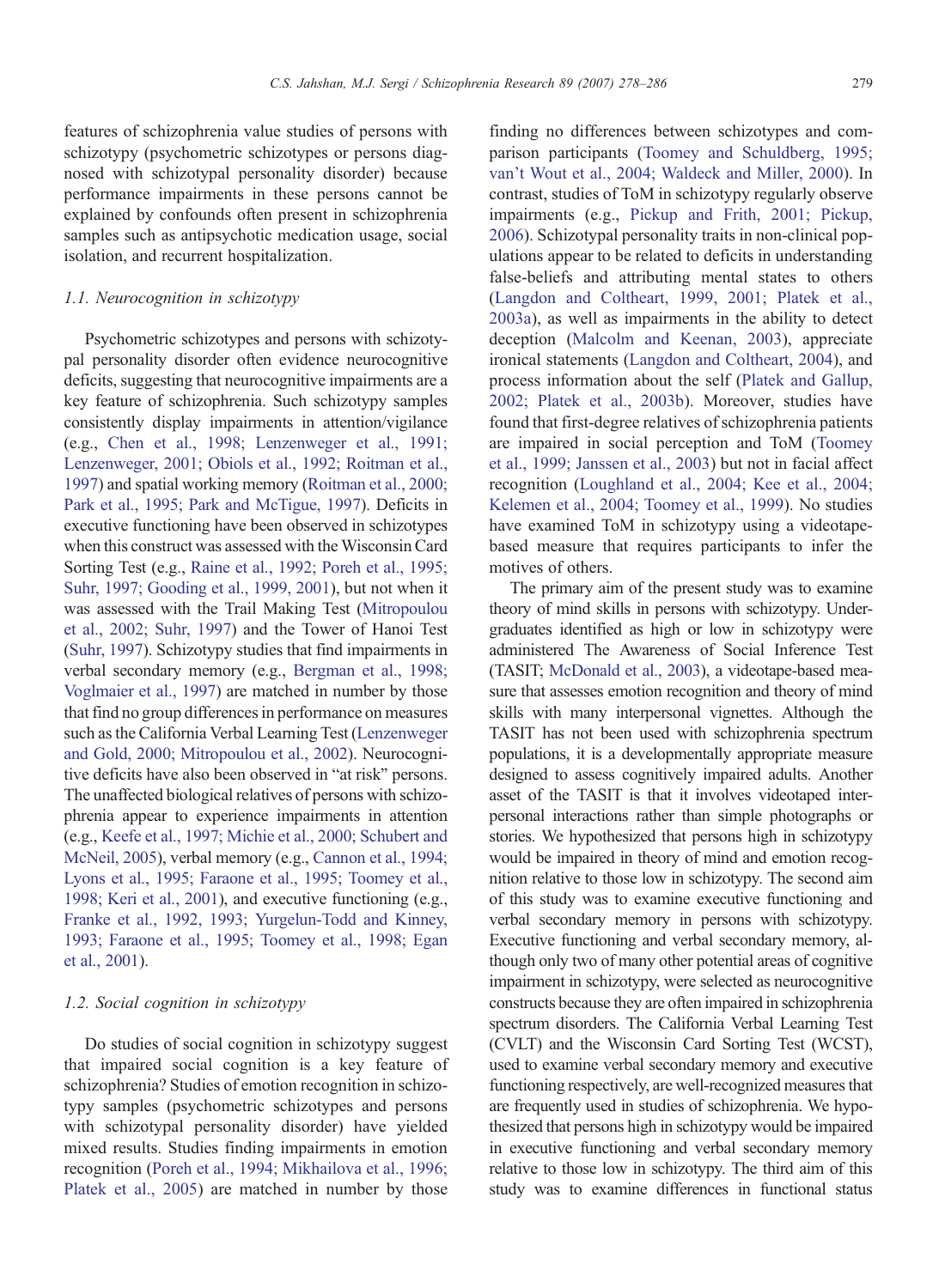features of schizophrenia value studies of persons with schizotypy (psychometric schizotypes or persons diagnosed with schizotypal personality disorder) because performance impairments in these persons cannot be explained by confounds often present in schizophrenia samples such as antipsychotic medication usage, social isolation, and recurrent hospitalization.

### 1.1. Neurocognition in schizotypy

Psychometric schizotypes and persons with schizotypal personality disorder often evidence neurocognitive deficits, suggesting that neurocognitive impairments are a key feature of schizophrenia. Such schizotypy samples consistently display impairments in attention/vigilance (e.g., Chen et al., 1998; Lenzenweger et al., 1991; Lenzenweger, 2001; Obiols et al., 1992; Roitman et al., 1997) and spatial working memory (Roitman et al., 2000; Park et al., 1995; Park and McTigue, 1997). Deficits in executive functioning have been observed in schizotypes when this construct was assessed with the Wisconsin Card Sorting Test (e.g., Raine et al., 1992; Poreh et al., 1995; Suhr, 1997; Gooding et al., 1999, 2001), but not when it was assessed with the Trail Making Test (Mitropoulou et al., 2002; Suhr, 1997) and the Tower of Hanoi Test (Suhr, 1997). Schizotypy studies that find impairments in verbal secondary memory (e.g., Bergman et al., 1998; Voglmaier et al., 1997) are matched in number by those that find no group differences in performance on measures such as the California Verbal Learning Test (Lenzenweger and Gold, 2000; Mitropoulou et al., 2002). Neurocognitive deficits have also been observed in "at risk" persons. The unaffected biological relatives of persons with schizophrenia appear to experience impairments in attention (e.g., Keefe et al., 1997; Michie et al., 2000; Schubert and McNeil, 2005), verbal memory (e.g., Cannon et al., 1994; Lyons et al., 1995; Faraone et al., 1995; Toomey et al., 1998; Keri et al., 2001), and executive functioning (e.g., Franke et al., 1992, 1993; Yurgelun-Todd and Kinney, 1993; Faraone et al., 1995; Toomey et al., 1998; Egan et al., 2001).

### 1.2. Social cognition in schizotypy

Do studies of social cognition in schizotypy suggest that impaired social cognition is a key feature of schizophrenia? Studies of emotion recognition in schizotypy samples (psychometric schizotypes and persons with schizotypal personality disorder) have yielded mixed results. Studies finding impairments in emotion recognition (Poreh et al., 1994; Mikhailova et al., 1996; Platek et al., 2005) are matched in number by those finding no differences between schizotypes and comparison participants (Toomey and Schuldberg, 1995; van't Wout et al., 2004; Waldeck and Miller, 2000). In contrast, studies of ToM in schizophrenia regularly observe impairments (e.g., Pickup and Frith, 2001; Pickup, 2006). Schizotypal personality traits in non-clinical populations appear to be related to deficits in understanding false-beliefs and attributing mental states to others (Langdon and Coltheart, 1999, 2001; Platek et al., 2003a), as well as impairments in the ability to detect deception (Malcolm and Keenan, 2003), appreciate ironical statements (Langdon and Coltheart, 2004), and process information about the self (Platek and Gallup, 2002; Platek et al., 2003b). Moreover, studies have found that first-degree relatives of schizophrenia patients are impaired in social perception and ToM (Toomey et al., 1999; Janssen et al., 2003) but not in facial affect recognition (Loughland et al., 2004; Kee et al., 2004; Kelemen et al., 2004; Toomey et al., 1999). No studies have examined ToM in schizotypy using a videotape-based measure that requires participants to infer the motives of others.

The primary aim of the present study was to examine theory of mind skills in persons with schizotypy. Undergraduates identified as high or low in schizotypy were administered The Awareness of Social Inference Test (TASIT; McDonald et al., 2003), a videotape-based measure that assesses emotion recognition and theory of mind skills with many interpersonal vignettes. Although the TASIT has not been used with schizophrenia spectrum populations, it is a developmentally appropriate measure designed to assess cognitively impaired adults. Another asset of the TASIT is that it involves videotaped interpersonal interactions rather than simple photographs or stories. We hypothesized that persons high in schizotypy would be impaired in theory of mind and emotion recognition relative to those low in schizotypy. The second aim of this study was to examine executive functioning and verbal secondary memory in persons with schizotypy. Executive functioning and verbal secondary memory, although only two of many other potential areas of cognitive impairment in schizotypy, were selected as neurocognitive constructs because they are often impaired in schizophrenia spectrum disorders. The California Verbal Learning Test (CVLT) and the Wisconsin Card Sorting Test (WCST), used to examine verbal secondary memory and executive functioning respectively, are well-recognized measures that are frequently used in studies of schizophrenia. We hypothesized that persons high in schizotypy would be impaired in executive functioning and verbal secondary memory relative to those low in schizotypy. The third aim of this study was to examine differences in functional status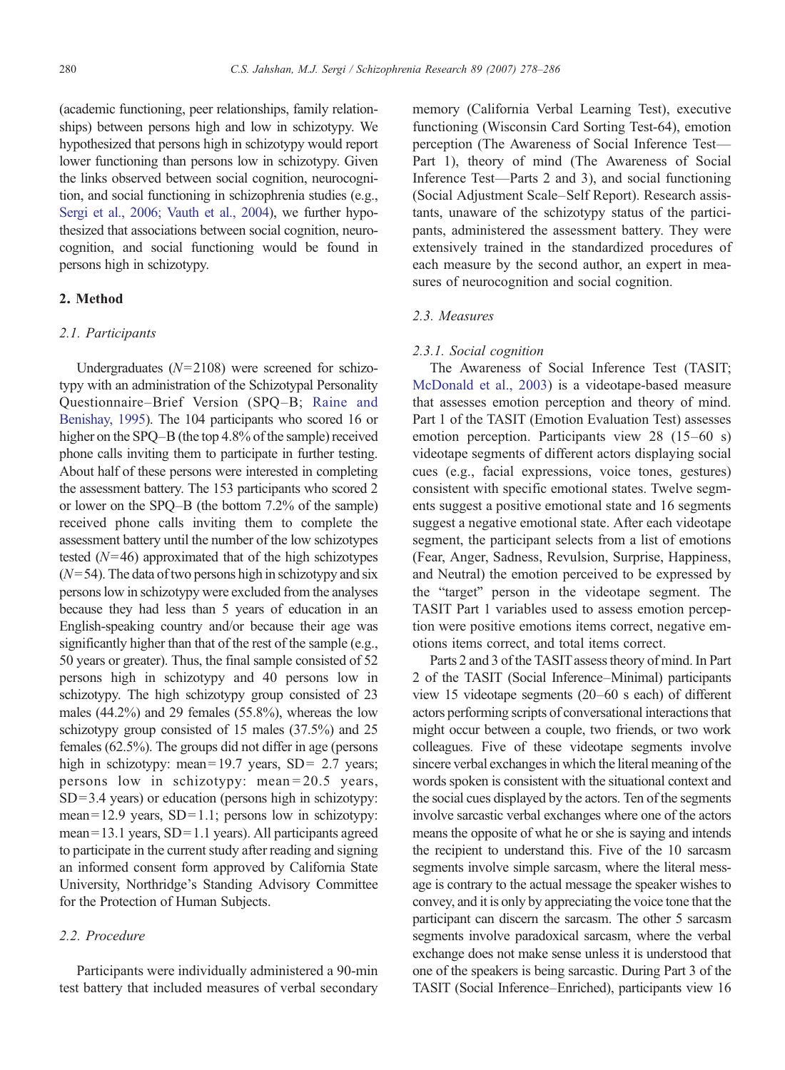(academic functioning, peer relationships, family relationships) between persons high and low in schizotypy. We hypothesized that persons high in schizotypy would report lower functioning than persons low in schizotypy. Given the links observed between social cognition, neurocognition, and social functioning in schizophrenia studies (e.g., Sergi et al., 2006; Vauth et al., 2004), we further hypothesized that associations between social cognition, neurocognition, and social functioning would be found in persons high in schizotypy.

## 2. Method

### 2.1. Participants

Undergraduates ($N = 2108$) were screened for schizotypy with an administration of the Schizotypal Personality Questionnaire–Brief Version (SPQ–B; Raine and Benishay, 1995). The 104 participants who scored 16 or higher on the SPQ–B (the top 4.8% of the sample) received phone calls inviting them to participate in further testing. About half of these persons were interested in completing the assessment battery. The 153 participants who scored 2 or lower on the SPQ–B (the bottom 7.2% of the sample) received phone calls inviting them to complete the assessment battery until the number of the low schizotypes tested ($N = 46$) approximated that of the high schizotypes ($N = 54$). The data of two persons high in schizotypy and six persons low in schizotypy were excluded from the analyses because they had less than 5 years of education in an English-speaking country and/or because their age was significantly higher than that of the rest of the sample (e.g., 50 years or greater). Thus, the final sample consisted of 52 persons high in schizotypy and 40 persons low in schizotypy. The high schizotypy group consisted of 23 males (44.2%) and 29 females (55.8%), whereas the low schizotypy group consisted of 15 males (37.5%) and 25 females (62.5%). The groups did not differ in age (persons high in schizotypy: mean = 19.7 years, SD = 2.7 years; persons low in schizotypy: mean = 20.5 years, SD = 3.4 years) or education (persons high in schizotypy: mean = 12.9 years, SD = 1.1; persons low in schizotypy: mean = 13.1 years, SD = 1.1 years). All participants agreed to participate in the current study after reading and signing an informed consent form approved by California State University, Northridge's Standing Advisory Committee for the Protection of Human Subjects.

### 2.2. Procedure

Participants were individually administered a 90-min test battery that included measures of verbal secondary memory (California Verbal Learning Test), executive functioning (Wisconsin Card Sorting Test-64), emotion perception (The Awareness of Social Inference Test—Part 1), theory of mind (The Awareness of Social Inference Test—Parts 2 and 3), and social functioning (Social Adjustment Scale–Self Report). Research assistants, unaware of the schizotypy status of the participants, administered the assessment battery. They were extensively trained in the standardized procedures of each measure by the second author, an expert in measures of neurocognition and social cognition.

### 2.3. Measures

#### 2.3.1. Social cognition

The Awareness of Social Inference Test (TASIT; McDonald et al., 2003) is a videotape-based measure that assesses emotion perception and theory of mind. Part 1 of the TASIT (Emotion Evaluation Test) assesses emotion perception. Participants view 28 (15–60 s) videotape segments of different actors displaying social cues (e.g., facial expressions, voice tones, gestures) consistent with specific emotional states. Twelve segments suggest a positive emotional state and 16 segments suggest a negative emotional state. After each videotape segment, the participant selects from a list of emotions (Fear, Anger, Sadness, Revulsion, Surprise, Happiness, and Neutral) the emotion perceived to be expressed by the "target" person in the videotape segment. The TASIT Part 1 variables used to assess emotion perception were positive emotions items correct, negative emotions items correct, and total items correct.

Parts 2 and 3 of the TASIT assess theory of mind. In Part 2 of the TASIT (Social Inference–Minimal) participants view 15 videotape segments (20–60 s each) of different actors performing scripts of conversational interactions that might occur between a couple, two friends, or two work colleagues. Five of these videotape segments involve sincere verbal exchanges in which the literal meaning of the words spoken is consistent with the situational context and the social cues displayed by the actors. Ten of the segments involve sarcastic verbal exchanges where one of the actors means the opposite of what he or she is saying and intends the recipient to understand this. Five of the 10 sarcasm segments involve simple sarcasm, where the literal message is contrary to the actual message the speaker wishes to convey, and it is only by appreciating the voice tone that the participant can discern the sarcasm. The other 5 sarcasm segments involve paradoxical sarcasm, where the verbal exchange does not make sense unless it is understood that one of the speakers is being sarcastic. During Part 3 of the TASIT (Social Inference–Enriched), participants view 16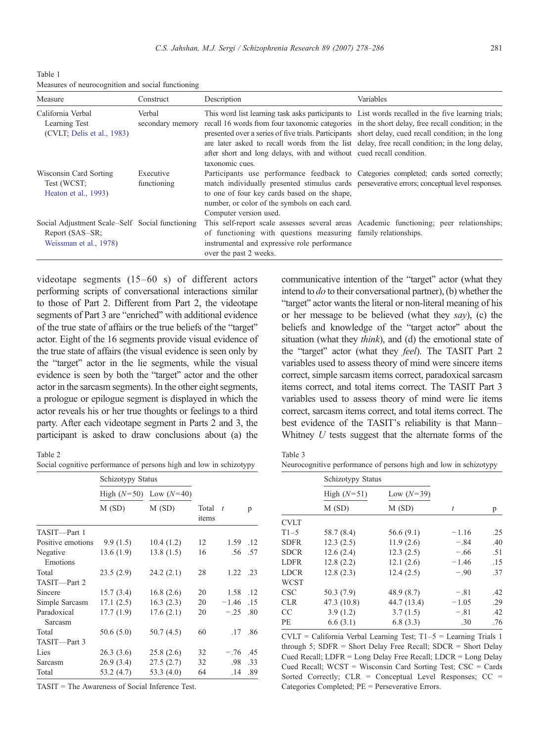Table 1
Measures of neurocognition and social functioning

| Measure | Construct | Description | Variables |
|---|---|---|---|
| California Verbal Learning Test (CVLT; Delis et al., 1983) | Verbal secondary memory | This word list learning task asks participants to recall 16 words from four taxonomic categories presented over a series of five trials. Participants are later asked to recall words from the list after short and long delays, with and without taxonomic cues. | List words recalled in the five learning trials; in the short delay, free recall condition; in the short delay, cued recall condition; in the long delay, free recall condition; in the long delay, cued recall condition. |
| Wisconsin Card Sorting Test (WCST; Heaton et al., 1993) | Executive functioning | Participants use performance feedback to match individually presented stimulus cards to one of four key cards based on the shape, number, or color of the symbols on each card. Computer version used. | Categories completed; cards sorted correctly; perseverative errors; conceptual level responses. |
| Social Adjustment Scale–Self Report (SAS–SR; Weissman et al., 1978) | Social functioning | This self-report scale assesses several areas of functioning with questions measuring instrumental and expressive role performance over the past 2 weeks. | Academic functioning; peer relationships; family relationships. |

videotape segments (15–60 s) of different actors performing scripts of conversational interactions similar to those of Part 2. Different from Part 2, the videotape segments of Part 3 are "enriched" with additional evidence of the true state of affairs or the true beliefs of the "target" actor. Eight of the 16 segments provide visual evidence of the true state of affairs (the visual evidence is seen only by the "target" actor in the lie segments, while the visual evidence is seen by both the "target" actor and the other actor in the sarcasm segments). In the other eight segments, a prologue or epilogue segment is displayed in which the actor reveals his or her true thoughts or feelings to a third party. After each videotape segment in Parts 2 and 3, the participant is asked to draw conclusions about (a) the communicative intention of the "target" actor (what they intend to *do* to their conversational partner), (b) whether the "target" actor wants the literal or non-literal meaning of his or her message to be believed (what they *say*), (c) the beliefs and knowledge of the "target actor" about the situation (what they *think*), and (d) the emotional state of the "target" actor (what they *feel*). The TASIT Part 2 variables used to assess theory of mind were sincere items correct, simple sarcasm items correct, paradoxical sarcasm items correct, and total items correct. The TASIT Part 3 variables used to assess theory of mind were lie items correct, sarcasm items correct, and total items correct. The best evidence of the TASIT's reliability is that Mann–Whitney *U* tests suggest that the alternate forms of the

Table 2
Social cognitive performance of persons high and low in schizotypy

| | Schizotypy Status | | | | |
|---|---|---|---|---|---|
| | High ($N$=50) | Low ($N$=40) | | | |
| | M (SD) | M (SD) | Total items | $t$ | p |
| TASIT—Part 1 | | | | | |
| Positive emotions | 9.9 (1.5) | 10.4 (1.2) | 12 | 1.59 | .12 |
| Negative Emotions | 13.6 (1.9) | 13.8 (1.5) | 16 | .56 | .57 |
| Total | 23.5 (2.9) | 24.2 (2.1) | 28 | 1.22 | .23 |
| TASIT—Part 2 | | | | | |
| Sincere | 15.7 (3.4) | 16.8 (2.6) | 20 | 1.58 | .12 |
| Simple Sarcasm | 17.1 (2.5) | 16.3 (2.3) | 20 | −1.46 | .15 |
| Paradoxical Sarcasm | 17.7 (1.9) | 17.6 (2.1) | 20 | −.25 | .80 |
| Total | 50.6 (5.0) | 50.7 (4.5) | 60 | .17 | .86 |
| TASIT—Part 3 | | | | | |
| Lies | 26.3 (3.6) | 25.8 (2.6) | 32 | −.76 | .45 |
| Sarcasm | 26.9 (3.4) | 27.5 (2.7) | 32 | .98 | .33 |
| Total | 53.2 (4.7) | 53.3 (4.0) | 64 | .14 | .89 |

TASIT = The Awareness of Social Inference Test.

Table 3
Neurocognitive performance of persons high and low in schizotypy

| | Schizotypy Status | | | |
|---|---|---|---|---|
| | High ($N$=51) | Low ($N$=39) | | |
| | M (SD) | M (SD) | $t$ | p |
| CVLT | | | | |
| T1–5 | 58.7 (8.4) | 56.6 (9.1) | −1.16 | .25 |
| SDFR | 12.3 (2.5) | 11.9 (2.6) | −.84 | .40 |
| SDCR | 12.6 (2.4) | 12.3 (2.5) | −.66 | .51 |
| LDFR | 12.8 (2.2) | 12.1 (2.6) | −1.46 | .15 |
| LDCR | 12.8 (2.3) | 12.4 (2.5) | −.90 | .37 |
| WCST | | | | |
| CSC | 50.3 (7.9) | 48.9 (8.7) | −.81 | .42 |
| CLR | 47.3 (10.8) | 44.7 (13.4) | −1.05 | .29 |
| CC | 3.9 (1.2) | 3.7 (1.5) | −.81 | .42 |
| PE | 6.6 (3.1) | 6.8 (3.3) | .30 | .76 |

CVLT = California Verbal Learning Test; T1–5 = Learning Trials 1 through 5; SDFR = Short Delay Free Recall; SDCR = Short Delay Cued Recall; LDFR = Long Delay Free Recall; LDCR = Long Delay Cued Recall; WCST = Wisconsin Card Sorting Test; CSC = Cards Sorted Correctly; CLR = Conceptual Level Responses; CC = Categories Completed; PE = Perseverative Errors.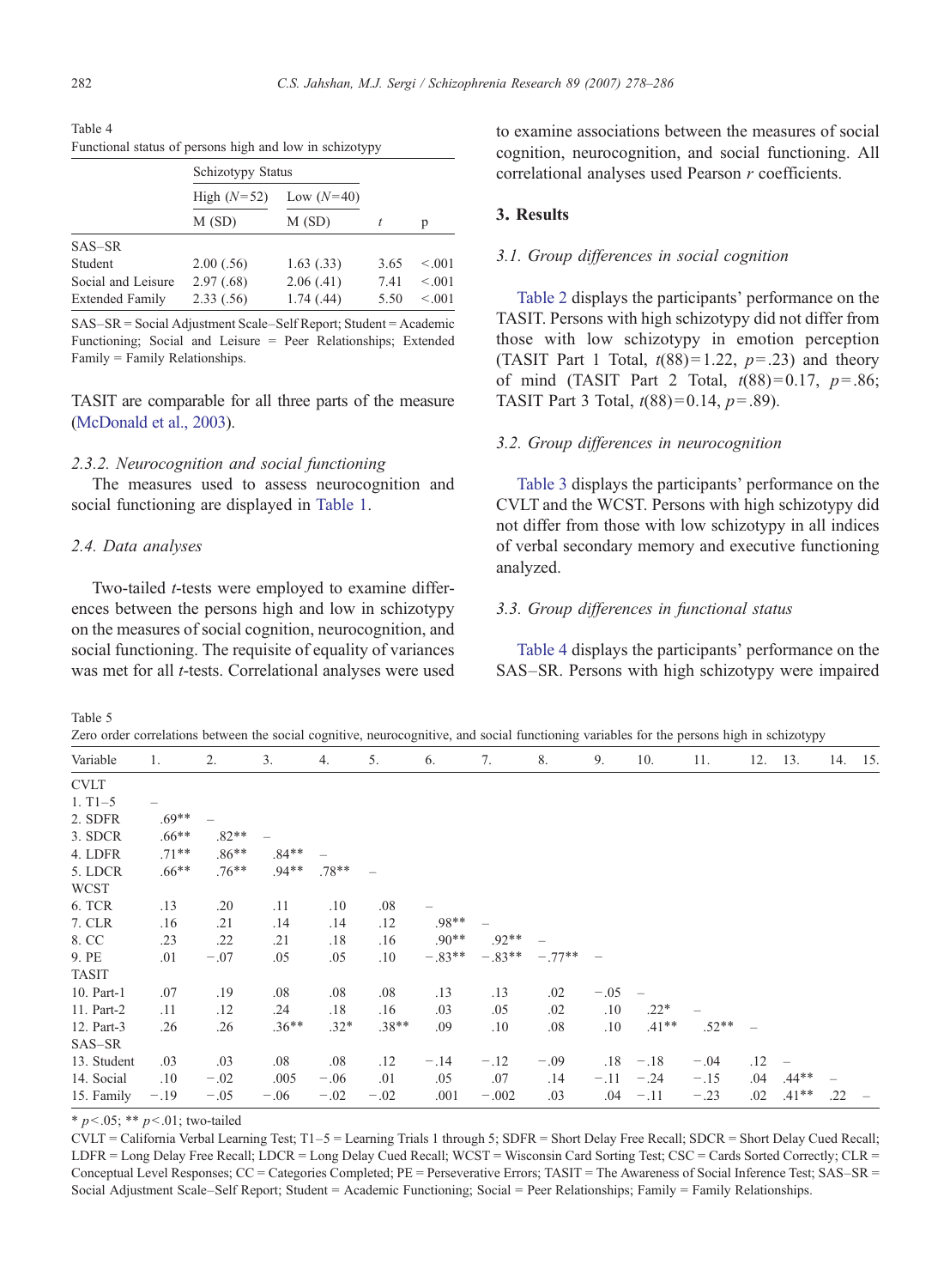Table 4
Functional status of persons high and low in schizotypy

| | Schizotypy Status | | | |
|---|---|---|---|---|
| | High ($N$=52) | Low ($N$=40) | | |
| | M (SD) | M (SD) | $t$ | p |
| SAS–SR | | | | |
| Student | 2.00 (.56) | 1.63 (.33) | 3.65 | <.001 |
| Social and Leisure | 2.97 (.68) | 2.06 (.41) | 7.41 | <.001 |
| Extended Family | 2.33 (.56) | 1.74 (.44) | 5.50 | <.001 |

SAS–SR = Social Adjustment Scale–Self Report; Student = Academic Functioning; Social and Leisure = Peer Relationships; Extended Family = Family Relationships.

TASIT are comparable for all three parts of the measure (McDonald et al., 2003).

### 2.3.2. Neurocognition and social functioning

The measures used to assess neurocognition and social functioning are displayed in Table 1.

## 2.4. Data analyses

Two-tailed $t$-tests were employed to examine differences between the persons high and low in schizotypy on the measures of social cognition, neurocognition, and social functioning. The requisite of equality of variances was met for all $t$-tests. Correlational analyses were used to examine associations between the measures of social cognition, neurocognition, and social functioning. All correlational analyses used Pearson $r$ coefficients.

# 3. Results

## 3.1. Group differences in social cognition

Table 2 displays the participants' performance on the TASIT. Persons with high schizotypy did not differ from those with low schizotypy in emotion perception (TASIT Part 1 Total, $t(88)=1.22$, $p=.23$) and theory of mind (TASIT Part 2 Total, $t(88)=0.17$, $p=.86$; TASIT Part 3 Total, $t(88)=0.14$, $p=.89$).

## 3.2. Group differences in neurocognition

Table 3 displays the participants' performance on the CVLT and the WCST. Persons with high schizotypy did not differ from those with low schizotypy in all indices of verbal secondary memory and executive functioning analyzed.

## 3.3. Group differences in functional status

Table 4 displays the participants' performance on the SAS–SR. Persons with high schizotypy were impaired

Table 5
Zero order correlations between the social cognitive, neurocognitive, and social functioning variables for the persons high in schizotypy

| Variable | 1. | 2. | 3. | 4. | 5. | 6. | 7. | 8. | 9. | 10. | 11. | 12. | 13. | 14. | 15. |
|---|---|---|---|---|---|---|---|---|---|---|---|---|---|---|---|
| CVLT | | | | | | | | | | | | | | | |
| 1. T1–5 | – | | | | | | | | | | | | | | |
| 2. SDFR | .69** | – | | | | | | | | | | | | | |
| 3. SDCR | .66** | .82** | – | | | | | | | | | | | | |
| 4. LDFR | .71** | .86** | .84** | – | | | | | | | | | | | |
| 5. LDCR | .66** | .76** | .94** | .78** | – | | | | | | | | | | |
| WCST | | | | | | | | | | | | | | | |
| 6. TCR | .13 | .20 | .11 | .10 | .08 | – | | | | | | | | | |
| 7. CLR | .16 | .21 | .14 | .14 | .12 | .98** | – | | | | | | | | |
| 8. CC | .23 | .22 | .21 | .18 | .16 | .90** | .92** | – | | | | | | | |
| 9. PE | .01 | −.07 | .05 | .05 | .10 | −.83** | −.83** | −.77** | – | | | | | | |
| TASIT | | | | | | | | | | | | | | | |
| 10. Part-1 | .07 | .19 | .08 | .08 | .08 | .13 | .13 | .02 | −.05 | – | | | | | |
| 11. Part-2 | .11 | .12 | .24 | .18 | .16 | .03 | .05 | .02 | .10 | .22* | – | | | | |
| 12. Part-3 | .26 | .26 | .36** | .32* | .38** | .09 | .10 | .08 | .10 | .41** | .52** | – | | | |
| SAS–SR | | | | | | | | | | | | | | | |
| 13. Student | .03 | .03 | .08 | .08 | .12 | −.14 | −.12 | −.09 | .18 | −.18 | −.04 | .12 | – | | |
| 14. Social | .10 | −.02 | .005 | −.06 | .01 | .05 | .07 | .14 | −.11 | −.24 | −.15 | .04 | .44** | – | |
| 15. Family | −.19 | −.05 | −.06 | −.02 | −.02 | .001 | −.002 | .03 | .04 | −.11 | −.23 | .02 | .41** | .22 | – |

* $p<.05$; ** $p<.01$; two-tailed

CVLT = California Verbal Learning Test; T1–5 = Learning Trials 1 through 5; SDFR = Short Delay Free Recall; SDCR = Short Delay Cued Recall; LDFR = Long Delay Free Recall; LDCR = Long Delay Cued Recall; WCST = Wisconsin Card Sorting Test; CSC = Cards Sorted Correctly; CLR = Conceptual Level Responses; CC = Categories Completed; PE = Perseverative Errors; TASIT = The Awareness of Social Inference Test; SAS–SR = Social Adjustment Scale–Self Report; Student = Academic Functioning; Social = Peer Relationships; Family = Family Relationships.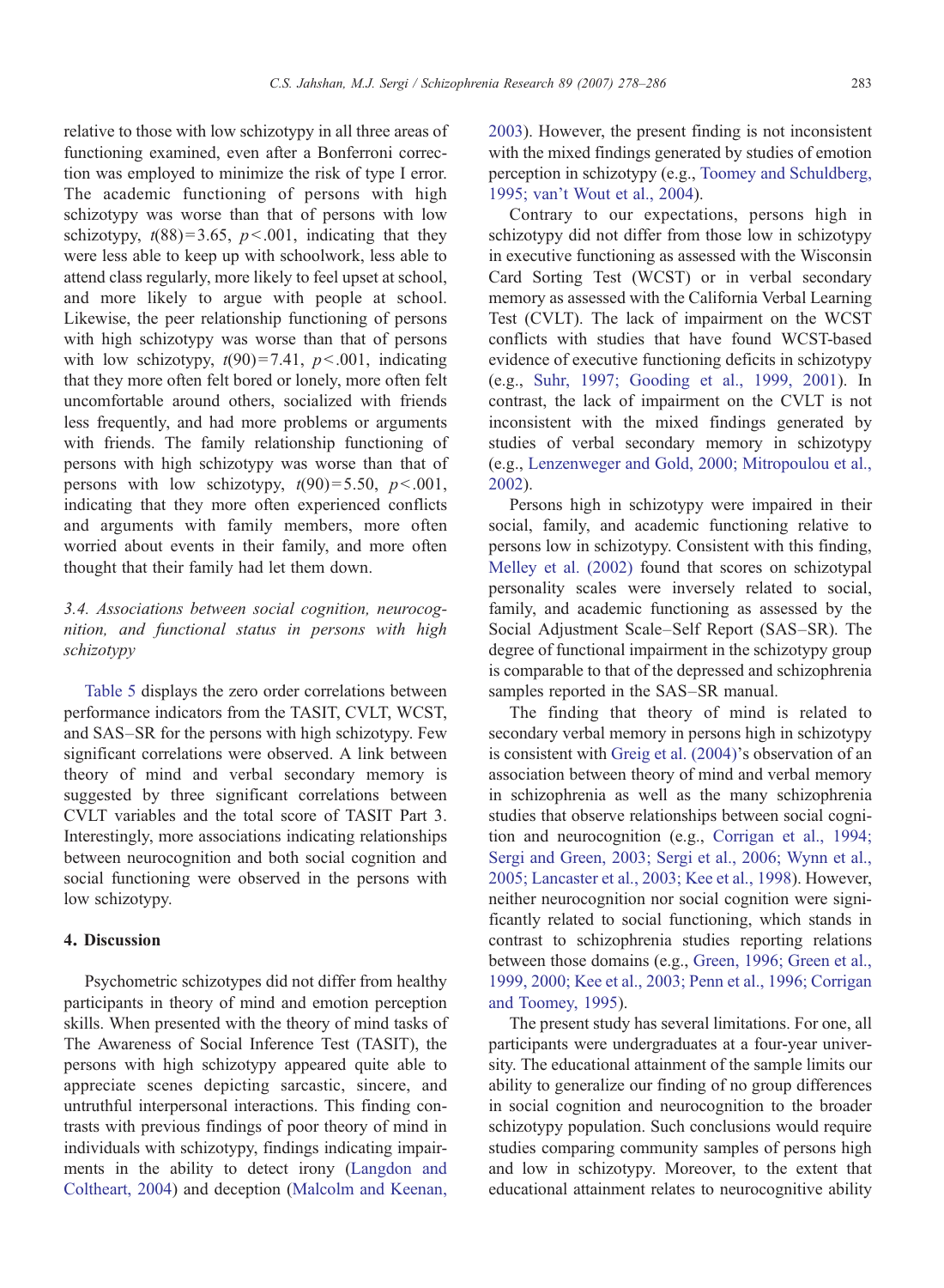relative to those with low schizotypy in all three areas of functioning examined, even after a Bonferroni correction was employed to minimize the risk of type I error. The academic functioning of persons with high schizotypy was worse than that of persons with low schizotypy, $t(88) = 3.65$, $p < .001$, indicating that they were less able to keep up with schoolwork, less able to attend class regularly, more likely to feel upset at school, and more likely to argue with people at school. Likewise, the peer relationship functioning of persons with high schizotypy was worse than that of persons with low schizotypy, $t(90) = 7.41$, $p < .001$, indicating that they more often felt bored or lonely, more often felt uncomfortable around others, socialized with friends less frequently, and had more problems or arguments with friends. The family relationship functioning of persons with high schizotypy was worse than that of persons with low schizotypy, $t(90) = 5.50$, $p < .001$, indicating that they more often experienced conflicts and arguments with family members, more often worried about events in their family, and more often thought that their family had let them down.

### *3.4. Associations between social cognition, neurocognition, and functional status in persons with high schizotypy*

Table 5 displays the zero order correlations between performance indicators from the TASIT, CVLT, WCST, and SAS–SR for the persons with high schizotypy. Few significant correlations were observed. A link between theory of mind and verbal secondary memory is suggested by three significant correlations between CVLT variables and the total score of TASIT Part 3. Interestingly, more associations indicating relationships between neurocognition and both social cognition and social functioning were observed in the persons with low schizotypy.

## 4. Discussion

Psychometric schizotypes did not differ from healthy participants in theory of mind and emotion perception skills. When presented with the theory of mind tasks of The Awareness of Social Inference Test (TASIT), the persons with high schizotypy appeared quite able to appreciate scenes depicting sarcastic, sincere, and untruthful interpersonal interactions. This finding contrasts with previous findings of poor theory of mind in individuals with schizotypy, findings indicating impairments in the ability to detect irony (Langdon and Coltheart, 2004) and deception (Malcolm and Keenan, 2003). However, the present finding is not inconsistent with the mixed findings generated by studies of emotion perception in schizotypy (e.g., Toomey and Schuldberg, 1995; van't Wout et al., 2004).

Contrary to our expectations, persons high in schizotypy did not differ from those low in schizotypy in executive functioning as assessed with the Wisconsin Card Sorting Test (WCST) or in verbal secondary memory as assessed with the California Verbal Learning Test (CVLT). The lack of impairment on the WCST conflicts with studies that have found WCST-based evidence of executive functioning deficits in schizotypy (e.g., Suhr, 1997; Gooding et al., 1999, 2001). In contrast, the lack of impairment on the CVLT is not inconsistent with the mixed findings generated by studies of verbal secondary memory in schizotypy (e.g., Lenzenweger and Gold, 2000; Mitropoulou et al., 2002).

Persons high in schizotypy were impaired in their social, family, and academic functioning relative to persons low in schizotypy. Consistent with this finding, Melley et al. (2002) found that scores on schizotypal personality scales were inversely related to social, family, and academic functioning as assessed by the Social Adjustment Scale–Self Report (SAS–SR). The degree of functional impairment in the schizotypy group is comparable to that of the depressed and schizophrenia samples reported in the SAS–SR manual.

The finding that theory of mind is related to secondary verbal memory in persons high in schizotypy is consistent with Greig et al. (2004)'s observation of an association between theory of mind and verbal memory in schizophrenia as well as the many schizophrenia studies that observe relationships between social cognition and neurocognition (e.g., Corrigan et al., 1994; Sergi and Green, 2003; Sergi et al., 2006; Wynn et al., 2005; Lancaster et al., 2003; Kee et al., 1998). However, neither neurocognition nor social cognition were significantly related to social functioning, which stands in contrast to schizophrenia studies reporting relations between those domains (e.g., Green, 1996; Green et al., 1999, 2000; Kee et al., 2003; Penn et al., 1996; Corrigan and Toomey, 1995).

The present study has several limitations. For one, all participants were undergraduates at a four-year university. The educational attainment of the sample limits our ability to generalize our finding of no group differences in social cognition and neurocognition to the broader schizotypy population. Such conclusions would require studies comparing community samples of persons high and low in schizotypy. Moreover, to the extent that educational attainment relates to neurocognitive ability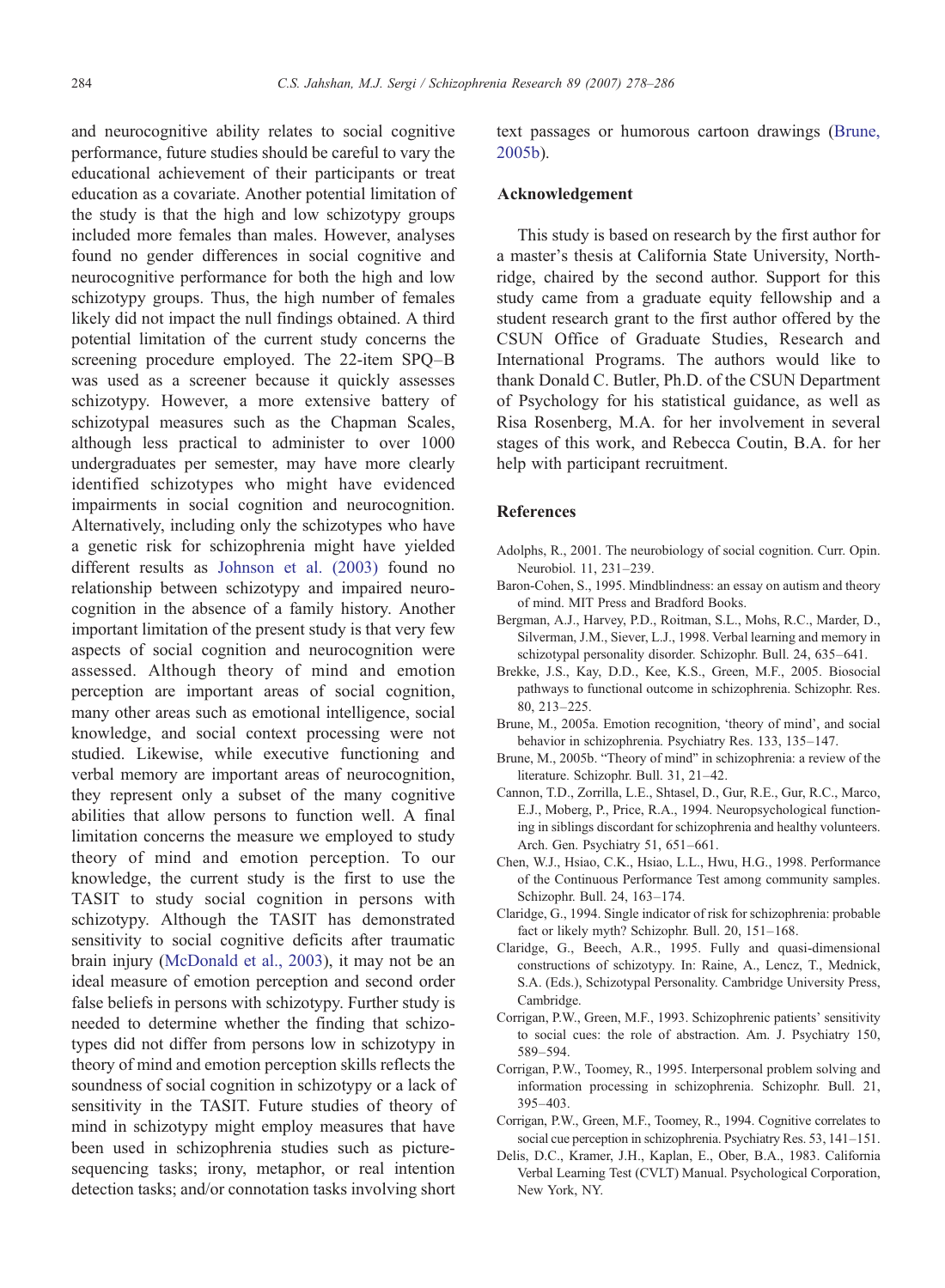and neurocognitive ability relates to social cognitive performance, future studies should be careful to vary the educational achievement of their participants or treat education as a covariate. Another potential limitation of the study is that the high and low schizotypy groups included more females than males. However, analyses found no gender differences in social cognitive and neurocognitive performance for both the high and low schizotypy groups. Thus, the high number of females likely did not impact the null findings obtained. A third potential limitation of the current study concerns the screening procedure employed. The 22-item SPQ–B was used as a screener because it quickly assesses schizotypy. However, a more extensive battery of schizotypal measures such as the Chapman Scales, although less practical to administer to over 1000 undergraduates per semester, may have more clearly identified schizotypes who might have evidenced impairments in social cognition and neurocognition. Alternatively, including only the schizotypes who have a genetic risk for schizophrenia might have yielded different results as Johnson et al. (2003) found no relationship between schizotypy and impaired neurocognition in the absence of a family history. Another important limitation of the present study is that very few aspects of social cognition and neurocognition were assessed. Although theory of mind and emotion perception are important areas of social cognition, many other areas such as emotional intelligence, social knowledge, and social context processing were not studied. Likewise, while executive functioning and verbal memory are important areas of neurocognition, they represent only a subset of the many cognitive abilities that allow persons to function well. A final limitation concerns the measure we employed to study theory of mind and emotion perception. To our knowledge, the current study is the first to use the TASIT to study social cognition in persons with schizotypy. Although the TASIT has demonstrated sensitivity to social cognitive deficits after traumatic brain injury (McDonald et al., 2003), it may not be an ideal measure of emotion perception and second order false beliefs in persons with schizotypy. Further study is needed to determine whether the finding that schizotypes did not differ from persons low in schizotypy in theory of mind and emotion perception skills reflects the soundness of social cognition in schizotypy or a lack of sensitivity in the TASIT. Future studies of theory of mind in schizotypy might employ measures that have been used in schizophrenia studies such as picture-sequencing tasks; irony, metaphor, or real intention detection tasks; and/or connotation tasks involving short text passages or humorous cartoon drawings (Brune, 2005b).

## Acknowledgement

This study is based on research by the first author for a master's thesis at California State University, Northridge, chaired by the second author. Support for this study came from a graduate equity fellowship and a student research grant to the first author offered by the CSUN Office of Graduate Studies, Research and International Programs. The authors would like to thank Donald C. Butler, Ph.D. of the CSUN Department of Psychology for his statistical guidance, as well as Risa Rosenberg, M.A. for her involvement in several stages of this work, and Rebecca Coutin, B.A. for her help with participant recruitment.

## References

Adolphs, R., 2001. The neurobiology of social cognition. Curr. Opin. Neurobiol. 11, 231–239.

Baron-Cohen, S., 1995. Mindblindness: an essay on autism and theory of mind. MIT Press and Bradford Books.

Bergman, A.J., Harvey, P.D., Roitman, S.L., Mohs, R.C., Marder, D., Silverman, J.M., Siever, L.J., 1998. Verbal learning and memory in schizotypal personality disorder. Schizophr. Bull. 24, 635–641.

Brekke, J.S., Kay, D.D., Kee, K.S., Green, M.F., 2005. Biosocial pathways to functional outcome in schizophrenia. Schizophr. Res. 80, 213–225.

Brune, M., 2005a. Emotion recognition, 'theory of mind', and social behavior in schizophrenia. Psychiatry Res. 133, 135–147.

Brune, M., 2005b. "Theory of mind" in schizophrenia: a review of the literature. Schizophr. Bull. 31, 21–42.

Cannon, T.D., Zorrilla, L.E., Shtasel, D., Gur, R.E., Gur, R.C., Marco, E.J., Moberg, P., Price, R.A., 1994. Neuropsychological functioning in siblings discordant for schizophrenia and healthy volunteers. Arch. Gen. Psychiatry 51, 651–661.

Chen, W.J., Hsiao, C.K., Hsiao, L.L., Hwu, H.G., 1998. Performance of the Continuous Performance Test among community samples. Schizophr. Bull. 24, 163–174.

Claridge, G., 1994. Single indicator of risk for schizophrenia: probable fact or likely myth? Schizophr. Bull. 20, 151–168.

Claridge, G., Beech, A.R., 1995. Fully and quasi-dimensional constructions of schizotypy. In: Raine, A., Lencz, T., Mednick, S.A. (Eds.), Schizotypal Personality. Cambridge University Press, Cambridge.

Corrigan, P.W., Green, M.F., 1993. Schizophrenic patients' sensitivity to social cues: the role of abstraction. Am. J. Psychiatry 150, 589–594.

Corrigan, P.W., Toomey, R., 1995. Interpersonal problem solving and information processing in schizophrenia. Schizophr. Bull. 21, 395–403.

Corrigan, P.W., Green, M.F., Toomey, R., 1994. Cognitive correlates to social cue perception in schizophrenia. Psychiatry Res. 53, 141–151.

Delis, D.C., Kramer, J.H., Kaplan, E., Ober, B.A., 1983. California Verbal Learning Test (CVLT) Manual. Psychological Corporation, New York, NY.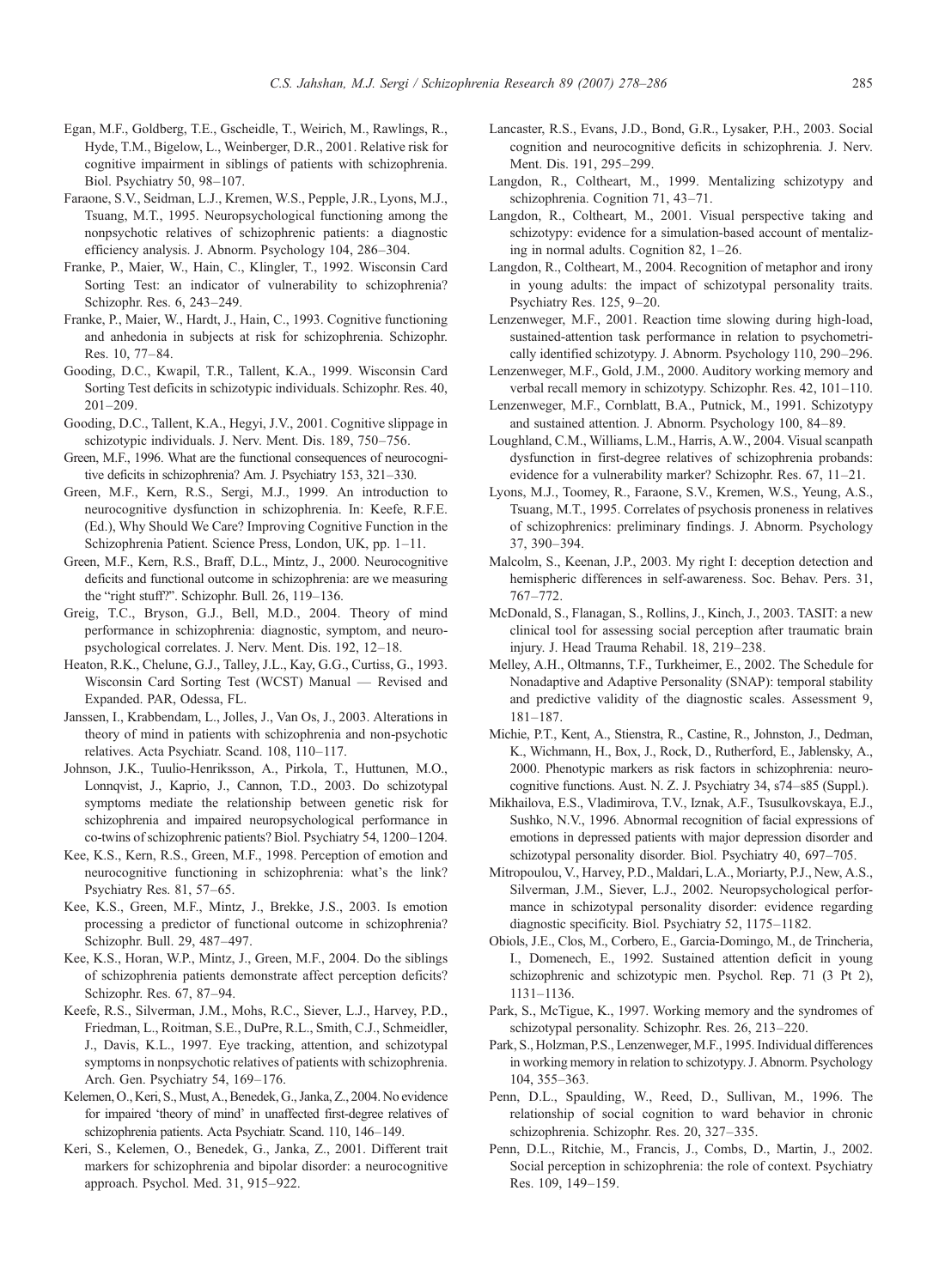Egan, M.F., Goldberg, T.E., Gscheidle, T., Weirich, M., Rawlings, R., Hyde, T.M., Bigelow, L., Weinberger, D.R., 2001. Relative risk for cognitive impairment in siblings of patients with schizophrenia. Biol. Psychiatry 50, 98–107.

Faraone, S.V., Seidman, L.J., Kremen, W.S., Pepple, J.R., Lyons, M.J., Tsuang, M.T., 1995. Neuropsychological functioning among the nonpsychotic relatives of schizophrenic patients: a diagnostic efficiency analysis. J. Abnorm. Psychology 104, 286–304.

Franke, P., Maier, W., Hain, C., Klingler, T., 1992. Wisconsin Card Sorting Test: an indicator of vulnerability to schizophrenia? Schizophr. Res. 6, 243–249.

Franke, P., Maier, W., Hardt, J., Hain, C., 1993. Cognitive functioning and anhedonia in subjects at risk for schizophrenia. Schizophr. Res. 10, 77–84.

Gooding, D.C., Kwapil, T.R., Tallent, K.A., 1999. Wisconsin Card Sorting Test deficits in schizotypic individuals. Schizophr. Res. 40, 201–209.

Gooding, D.C., Tallent, K.A., Hegyi, J.V., 2001. Cognitive slippage in schizotypic individuals. J. Nerv. Ment. Dis. 189, 750–756.

Green, M.F., 1996. What are the functional consequences of neurocognitive deficits in schizophrenia? Am. J. Psychiatry 153, 321–330.

Green, M.F., Kern, R.S., Sergi, M.J., 1999. An introduction to neurocognitive dysfunction in schizophrenia. In: Keefe, R.F.E. (Ed.), Why Should We Care? Improving Cognitive Function in the Schizophrenia Patient. Science Press, London, UK, pp. 1–11.

Green, M.F., Kern, R.S., Braff, D.L., Mintz, J., 2000. Neurocognitive deficits and functional outcome in schizophrenia: are we measuring the "right stuff?". Schizophr. Bull. 26, 119–136.

Greig, T.C., Bryson, G.J., Bell, M.D., 2004. Theory of mind performance in schizophrenia: diagnostic, symptom, and neuropsychological correlates. J. Nerv. Ment. Dis. 192, 12–18.

Heaton, R.K., Chelune, G.J., Talley, J.L., Kay, G.G., Curtiss, G., 1993. Wisconsin Card Sorting Test (WCST) Manual — Revised and Expanded. PAR, Odessa, FL.

Janssen, I., Krabbendam, L., Jolles, J., Van Os, J., 2003. Alterations in theory of mind in patients with schizophrenia and non-psychotic relatives. Acta Psychiatr. Scand. 108, 110–117.

Johnson, J.K., Tuulio-Henriksson, A., Pirkola, T., Huttunen, M.O., Lonnqvist, J., Kaprio, J., Cannon, T.D., 2003. Do schizotypal symptoms mediate the relationship between genetic risk for schizophrenia and impaired neuropsychological performance in co-twins of schizophrenic patients? Biol. Psychiatry 54, 1200–1204.

Kee, K.S., Kern, R.S., Green, M.F., 1998. Perception of emotion and neurocognitive functioning in schizophrenia: what's the link? Psychiatry Res. 81, 57–65.

Kee, K.S., Green, M.F., Mintz, J., Brekke, J.S., 2003. Is emotion processing a predictor of functional outcome in schizophrenia? Schizophr. Bull. 29, 487–497.

Kee, K.S., Horan, W.P., Mintz, J., Green, M.F., 2004. Do the siblings of schizophrenia patients demonstrate affect perception deficits? Schizophr. Res. 67, 87–94.

Keefe, R.S., Silverman, J.M., Mohs, R.C., Siever, L.J., Harvey, P.D., Friedman, L., Roitman, S.E., DuPre, R.L., Smith, C.J., Schmeidler, J., Davis, K.L., 1997. Eye tracking, attention, and schizotypal symptoms in nonpsychotic relatives of patients with schizophrenia. Arch. Gen. Psychiatry 54, 169–176.

Kelemen, O., Keri, S., Must, A., Benedek, G., Janka, Z., 2004. No evidence for impaired 'theory of mind' in unaffected first-degree relatives of schizophrenia patients. Acta Psychiatr. Scand. 110, 146–149.

Keri, S., Kelemen, O., Benedek, G., Janka, Z., 2001. Different trait markers for schizophrenia and bipolar disorder: a neurocognitive approach. Psychol. Med. 31, 915–922.

Lancaster, R.S., Evans, J.D., Bond, G.R., Lysaker, P.H., 2003. Social cognition and neurocognitive deficits in schizophrenia. J. Nerv. Ment. Dis. 191, 295–299.

Langdon, R., Coltheart, M., 1999. Mentalizing schizotypy and schizophrenia. Cognition 71, 43–71.

Langdon, R., Coltheart, M., 2001. Visual perspective taking and schizotypy: evidence for a simulation-based account of mentalizing in normal adults. Cognition 82, 1–26.

Langdon, R., Coltheart, M., 2004. Recognition of metaphor and irony in young adults: the impact of schizotypal personality traits. Psychiatry Res. 125, 9–20.

Lenzenweger, M.F., 2001. Reaction time slowing during high-load, sustained-attention task performance in relation to psychometrically identified schizotypy. J. Abnorm. Psychology 110, 290–296.

Lenzenweger, M.F., Gold, J.M., 2000. Auditory working memory and verbal recall memory in schizotypy. Schizophr. Res. 42, 101–110.

Lenzenweger, M.F., Cornblatt, B.A., Putnick, M., 1991. Schizotypy and sustained attention. J. Abnorm. Psychology 100, 84–89.

Loughland, C.M., Williams, L.M., Harris, A.W., 2004. Visual scanpath dysfunction in first-degree relatives of schizophrenia probands: evidence for a vulnerability marker? Schizophr. Res. 67, 11–21.

Lyons, M.J., Toomey, R., Faraone, S.V., Kremen, W.S., Yeung, A.S., Tsuang, M.T., 1995. Correlates of psychosis proneness in relatives of schizophrenics: preliminary findings. J. Abnorm. Psychology 37, 390–394.

Malcolm, S., Keenan, J.P., 2003. My right I: deception detection and hemispheric differences in self-awareness. Soc. Behav. Pers. 31, 767–772.

McDonald, S., Flanagan, S., Rollins, J., Kinch, J., 2003. TASIT: a new clinical tool for assessing social perception after traumatic brain injury. J. Head Trauma Rehabil. 18, 219–238.

Melley, A.H., Oltmanns, T.F., Turkheimer, E., 2002. The Schedule for Nonadaptive and Adaptive Personality (SNAP): temporal stability and predictive validity of the diagnostic scales. Assessment 9, 181–187.

Michie, P.T., Kent, A., Stienstra, R., Castine, R., Johnston, J., Dedman, K., Wichmann, H., Box, J., Rock, D., Rutherford, E., Jablensky, A., 2000. Phenotypic markers as risk factors in schizophrenia: neurocognitive functions. Aust. N. Z. J. Psychiatry 34, s74–s85 (Suppl.).

Mikhailova, E.S., Vladimirova, T.V., Iznak, A.F., Tsusulkovskaya, E.J., Sushko, N.V., 1996. Abnormal recognition of facial expressions of emotions in depressed patients with major depression disorder and schizotypal personality disorder. Biol. Psychiatry 40, 697–705.

Mitropoulou, V., Harvey, P.D., Maldari, L.A., Moriarty, P.J., New, A.S., Silverman, J.M., Siever, L.J., 2002. Neuropsychological performance in schizotypal personality disorder: evidence regarding diagnostic specificity. Biol. Psychiatry 52, 1175–1182.

Obiols, J.E., Clos, M., Corbero, E., Garcia-Domingo, M., de Trincheria, I., Domenech, E., 1992. Sustained attention deficit in young schizophrenic and schizotypic men. Psychol. Rep. 71 (3 Pt 2), 1131–1136.

Park, S., McTigue, K., 1997. Working memory and the syndromes of schizotypal personality. Schizophr. Res. 26, 213–220.

Park, S., Holzman, P.S., Lenzenweger, M.F., 1995. Individual differences in working memory in relation to schizotypy. J. Abnorm. Psychology 104, 355–363.

Penn, D.L., Spaulding, W., Reed, D., Sullivan, M., 1996. The relationship of social cognition to ward behavior in chronic schizophrenia. Schizophr. Res. 20, 327–335.

Penn, D.L., Ritchie, M., Francis, J., Combs, D., Martin, J., 2002. Social perception in schizophrenia: the role of context. Psychiatry Res. 109, 149–159.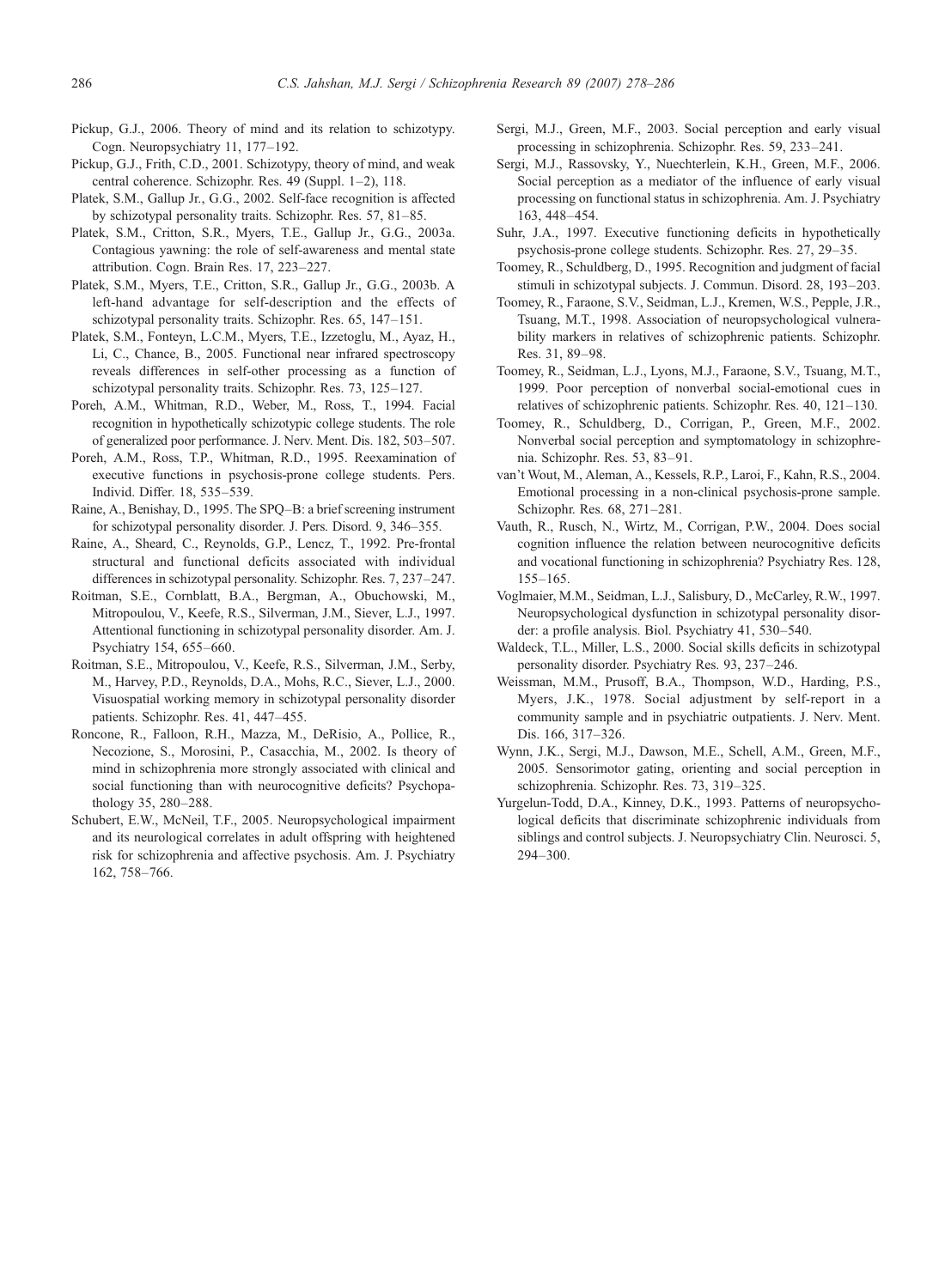Pickup, G.J., 2006. Theory of mind and its relation to schizotypy. Cogn. Neuropsychiatry 11, 177–192.

Pickup, G.J., Frith, C.D., 2001. Schizotypy, theory of mind, and weak central coherence. Schizophr. Res. 49 (Suppl. 1–2), 118.

Platek, S.M., Gallup Jr., G.G., 2002. Self-face recognition is affected by schizotypal personality traits. Schizophr. Res. 57, 81–85.

Platek, S.M., Critton, S.R., Myers, T.E., Gallup Jr., G.G., 2003a. Contagious yawning: the role of self-awareness and mental state attribution. Cogn. Brain Res. 17, 223–227.

Platek, S.M., Myers, T.E., Critton, S.R., Gallup Jr., G.G., 2003b. A left-hand advantage for self-description and the effects of schizotypal personality traits. Schizophr. Res. 65, 147–151.

Platek, S.M., Fonteyn, L.C.M., Myers, T.E., Izzetoglu, M., Ayaz, H., Li, C., Chance, B., 2005. Functional near infrared spectroscopy reveals differences in self-other processing as a function of schizotypal personality traits. Schizophr. Res. 73, 125–127.

Poreh, A.M., Whitman, R.D., Weber, M., Ross, T., 1994. Facial recognition in hypothetically schizotypic college students. The role of generalized poor performance. J. Nerv. Ment. Dis. 182, 503–507.

Poreh, A.M., Ross, T.P., Whitman, R.D., 1995. Reexamination of executive functions in psychosis-prone college students. Pers. Individ. Differ. 18, 535–539.

Raine, A., Benishay, D., 1995. The SPQ–B: a brief screening instrument for schizotypal personality disorder. J. Pers. Disord. 9, 346–355.

Raine, A., Sheard, C., Reynolds, G.P., Lencz, T., 1992. Pre-frontal structural and functional deficits associated with individual differences in schizotypal personality. Schizophr. Res. 7, 237–247.

Roitman, S.E., Cornblatt, B.A., Bergman, A., Obuchowski, M., Mitropoulou, V., Keefe, R.S., Silverman, J.M., Siever, L.J., 1997. Attentional functioning in schizotypal personality disorder. Am. J. Psychiatry 154, 655–660.

Roitman, S.E., Mitropoulou, V., Keefe, R.S., Silverman, J.M., Serby, M., Harvey, P.D., Reynolds, D.A., Mohs, R.C., Siever, L.J., 2000. Visuospatial working memory in schizotypal personality disorder patients. Schizophr. Res. 41, 447–455.

Roncone, R., Falloon, R.H., Mazza, M., DeRisio, A., Pollice, R., Necozione, S., Morosini, P., Casacchia, M., 2002. Is theory of mind in schizophrenia more strongly associated with clinical and social functioning than with neurocognitive deficits? Psychopathology 35, 280–288.

Schubert, E.W., McNeil, T.F., 2005. Neuropsychological impairment and its neurological correlates in adult offspring with heightened risk for schizophrenia and affective psychosis. Am. J. Psychiatry 162, 758–766.

Sergi, M.J., Green, M.F., 2003. Social perception and early visual processing in schizophrenia. Schizophr. Res. 59, 233–241.

Sergi, M.J., Rassovsky, Y., Nuechterlein, K.H., Green, M.F., 2006. Social perception as a mediator of the influence of early visual processing on functional status in schizophrenia. Am. J. Psychiatry 163, 448–454.

Suhr, J.A., 1997. Executive functioning deficits in hypothetically psychosis-prone college students. Schizophr. Res. 27, 29–35.

Toomey, R., Schuldberg, D., 1995. Recognition and judgment of facial stimuli in schizotypal subjects. J. Commun. Disord. 28, 193–203.

Toomey, R., Faraone, S.V., Seidman, L.J., Kremen, W.S., Pepple, J.R., Tsuang, M.T., 1998. Association of neuropsychological vulnerability markers in relatives of schizophrenic patients. Schizophr. Res. 31, 89–98.

Toomey, R., Seidman, L.J., Lyons, M.J., Faraone, S.V., Tsuang, M.T., 1999. Poor perception of nonverbal social-emotional cues in relatives of schizophrenic patients. Schizophr. Res. 40, 121–130.

Toomey, R., Schuldberg, D., Corrigan, P., Green, M.F., 2002. Nonverbal social perception and symptomatology in schizophrenia. Schizophr. Res. 53, 83–91.

van't Wout, M., Aleman, A., Kessels, R.P., Laroi, F., Kahn, R.S., 2004. Emotional processing in a non-clinical psychosis-prone sample. Schizophr. Res. 68, 271–281.

Vauth, R., Rusch, N., Wirtz, M., Corrigan, P.W., 2004. Does social cognition influence the relation between neurocognitive deficits and vocational functioning in schizophrenia? Psychiatry Res. 128, 155–165.

Voglmaier, M.M., Seidman, L.J., Salisbury, D., McCarley, R.W., 1997. Neuropsychological dysfunction in schizotypal personality disorder: a profile analysis. Biol. Psychiatry 41, 530–540.

Waldeck, T.L., Miller, L.S., 2000. Social skills deficits in schizotypal personality disorder. Psychiatry Res. 93, 237–246.

Weissman, M.M., Prusoff, B.A., Thompson, W.D., Harding, P.S., Myers, J.K., 1978. Social adjustment by self-report in a community sample and in psychiatric outpatients. J. Nerv. Ment. Dis. 166, 317–326.

Wynn, J.K., Sergi, M.J., Dawson, M.E., Schell, A.M., Green, M.F., 2005. Sensorimotor gating, orienting and social perception in schizophrenia. Schizophr. Res. 73, 319–325.

Yurgelun-Todd, D.A., Kinney, D.K., 1993. Patterns of neuropsychological deficits that discriminate schizophrenic individuals from siblings and control subjects. J. Neuropsychiatry Clin. Neurosci. 5, 294–300.